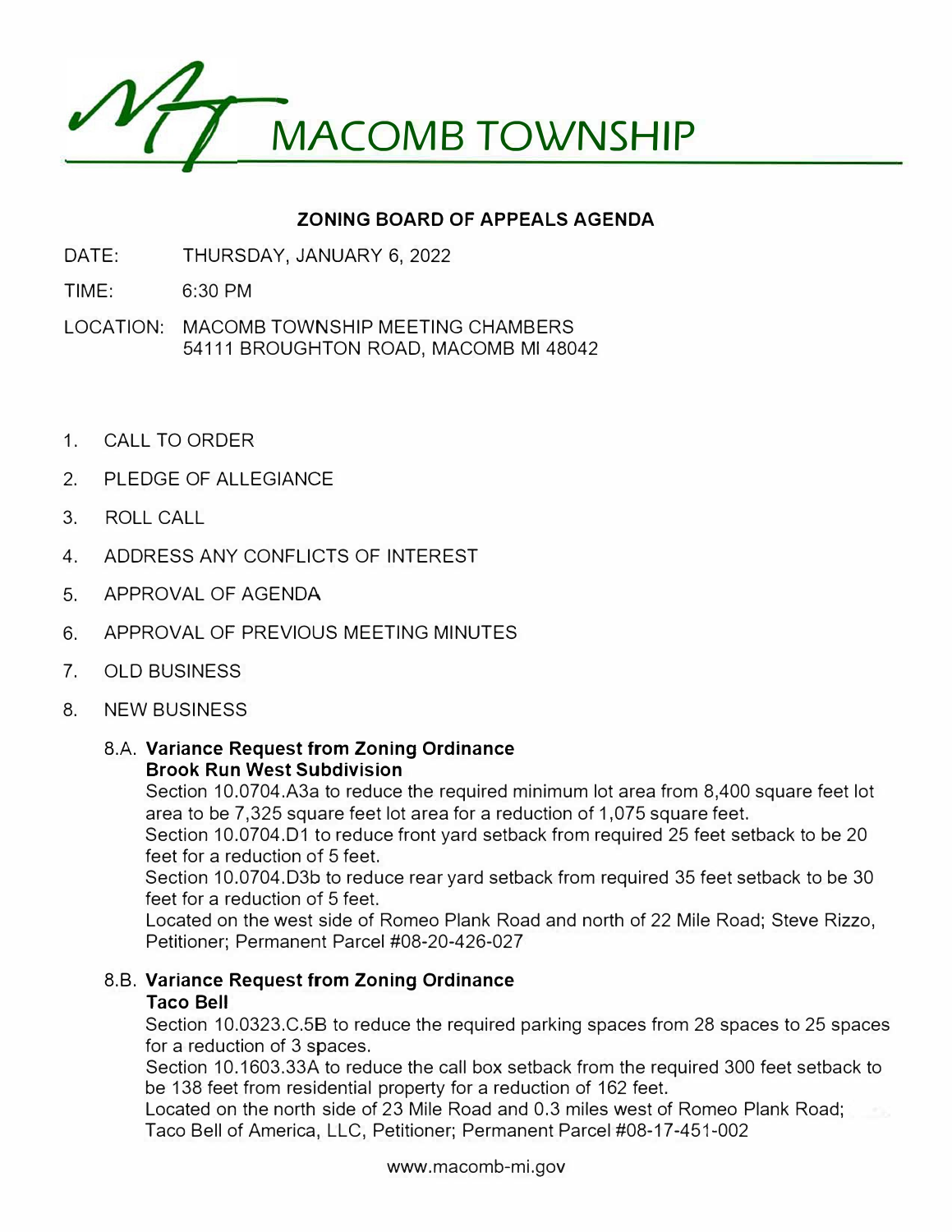# MACOMB TOWNSHIP

## ZONING BOARD OF APPEALS AGENDA

DATE: THURSDAY, JANUARY 6, 2022

TIME: 6:30 PM

LOCATION: MACOMB TOWNSHIP MEETING CHAMBERS
54111 BROUGHTON ROAD, MACOMB MI 48042

1. CALL TO ORDER
2. PLEDGE OF ALLEGIANCE
3. ROLL CALL
4. ADDRESS ANY CONFLICTS OF INTEREST
5. APPROVAL OF AGENDA
6. APPROVAL OF PREVIOUS MEETING MINUTES
7. OLD BUSINESS
8. NEW BUSINESS

   8.A. **Variance Request from Zoning Ordinance**
   **Brook Run West Subdivision**
   Section 10.0704.A3a to reduce the required minimum lot area from 8,400 square feet lot area to be 7,325 square feet lot area for a reduction of 1,075 square feet.
   Section 10.0704.D1 to reduce front yard setback from required 25 feet setback to be 20 feet for a reduction of 5 feet.
   Section 10.0704.D3b to reduce rear yard setback from required 35 feet setback to be 30 feet for a reduction of 5 feet.
   Located on the west side of Romeo Plank Road and north of 22 Mile Road; Steve Rizzo, Petitioner; Permanent Parcel #08-20-426-027

   8.B. **Variance Request from Zoning Ordinance**
   **Taco Bell**
   Section 10.0323.C.5B to reduce the required parking spaces from 28 spaces to 25 spaces for a reduction of 3 spaces.
   Section 10.1603.33A to reduce the call box setback from the required 300 feet setback to be 138 feet from residential property for a reduction of 162 feet.
   Located on the north side of 23 Mile Road and 0.3 miles west of Romeo Plank Road; Taco Bell of America, LLC, Petitioner; Permanent Parcel #08-17-451-002

www.macomb-mi.gov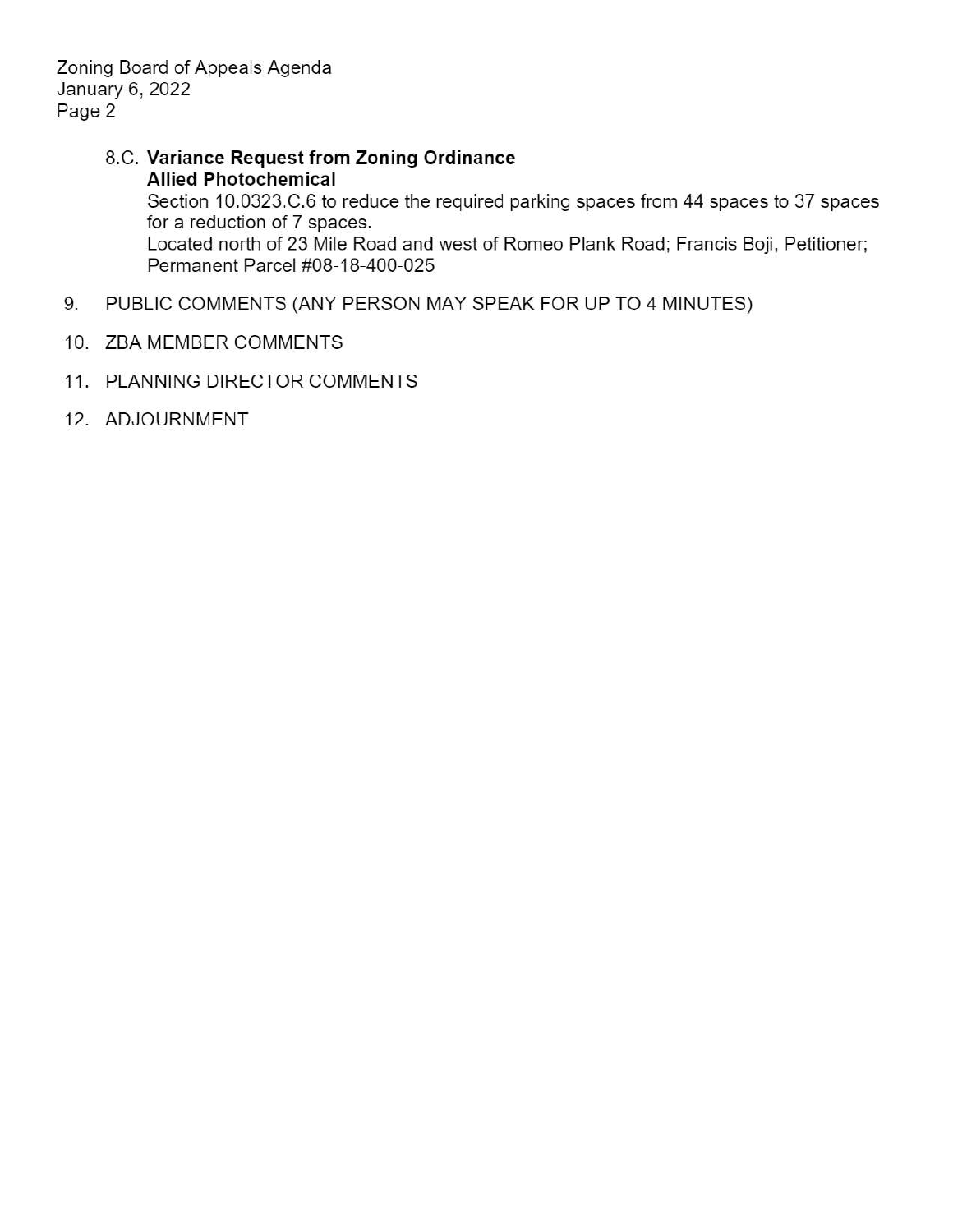8.C. **Variance Request from Zoning Ordinance**
**Allied Photochemical**
Section 10.0323.C.6 to reduce the required parking spaces from 44 spaces to 37 spaces for a reduction of 7 spaces.
Located north of 23 Mile Road and west of Romeo Plank Road; Francis Boji, Petitioner; Permanent Parcel #08-18-400-025

9. PUBLIC COMMENTS (ANY PERSON MAY SPEAK FOR UP TO 4 MINUTES)

10. ZBA MEMBER COMMENTS

11. PLANNING DIRECTOR COMMENTS

12. ADJOURNMENT